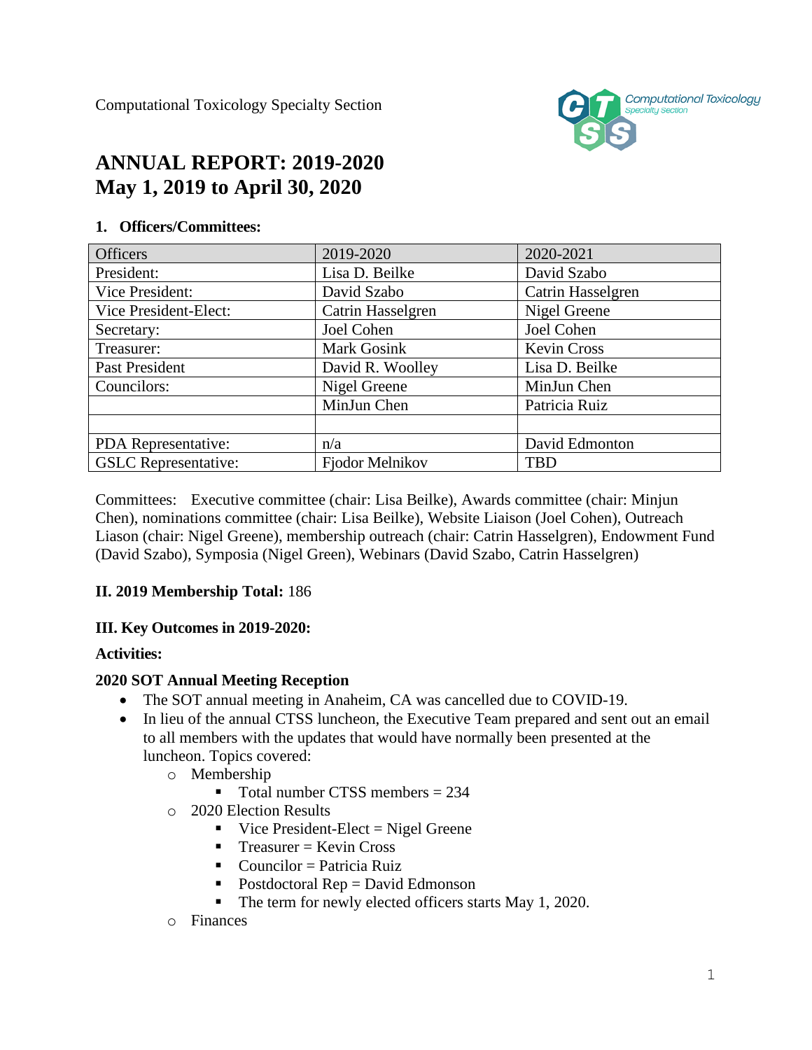Computational Toxicology Specialty Section

# ANNUAL REPORT: 2019-2020
# May 1, 2019 to April 30, 2020

## 1. Officers/Committees:

| Officers | 2019-2020 | 2020-2021 |
|---|---|---|
| President: | Lisa D. Beilke | David Szabo |
| Vice President: | David Szabo | Catrin Hasselgren |
| Vice President-Elect: | Catrin Hasselgren | Nigel Greene |
| Secretary: | Joel Cohen | Joel Cohen |
| Treasurer: | Mark Gosink | Kevin Cross |
| Past President | David R. Woolley | Lisa D. Beilke |
| Councilors: | Nigel Greene | MinJun Chen |
| | MinJun Chen | Patricia Ruiz |
| | | |
| PDA Representative: | n/a | David Edmonton |
| GSLC Representative: | Fjodor Melnikov | TBD |

Committees: Executive committee (chair: Lisa Beilke), Awards committee (chair: Minjun Chen), nominations committee (chair: Lisa Beilke), Website Liaison (Joel Cohen), Outreach Liason (chair: Nigel Greene), membership outreach (chair: Catrin Hasselgren), Endowment Fund (David Szabo), Symposia (Nigel Green), Webinars (David Szabo, Catrin Hasselgren)

## II. 2019 Membership Total: 186

## III. Key Outcomes in 2019-2020:

**Activities:**

**2020 SOT Annual Meeting Reception**

- The SOT annual meeting in Anaheim, CA was cancelled due to COVID-19.
- In lieu of the annual CTSS luncheon, the Executive Team prepared and sent out an email to all members with the updates that would have normally been presented at the luncheon. Topics covered:
  - Membership
    - Total number CTSS members = 234
  - 2020 Election Results
    - Vice President-Elect = Nigel Greene
    - Treasurer = Kevin Cross
    - Councilor = Patricia Ruiz
    - Postdoctoral Rep = David Edmonson
    - The term for newly elected officers starts May 1, 2020.
  - Finances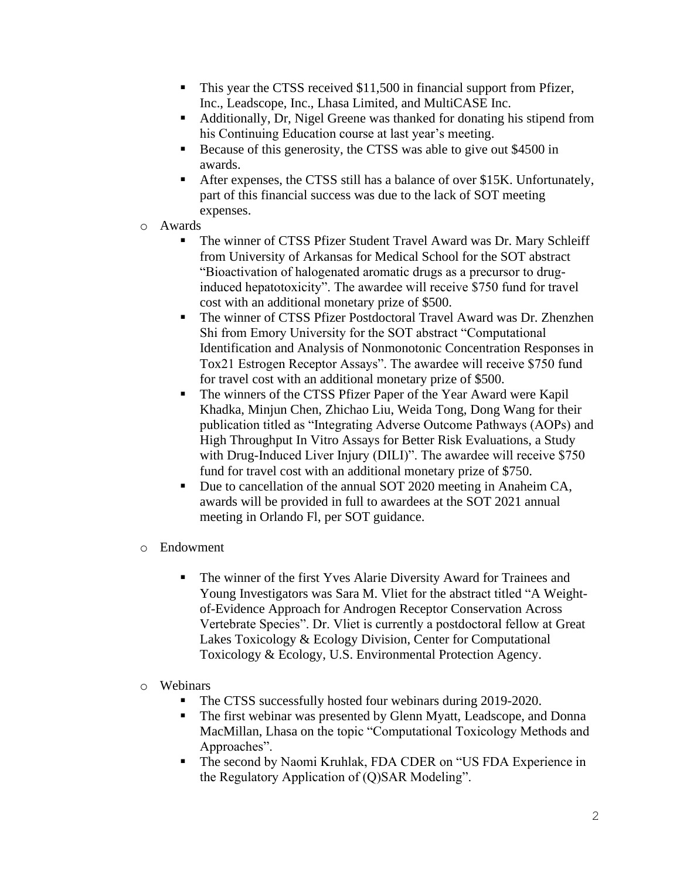- This year the CTSS received $11,500 in financial support from Pfizer, Inc., Leadscope, Inc., Lhasa Limited, and MultiCASE Inc.
- Additionally, Dr, Nigel Greene was thanked for donating his stipend from his Continuing Education course at last year's meeting.
- Because of this generosity, the CTSS was able to give out $4500 in awards.
- After expenses, the CTSS still has a balance of over $15K. Unfortunately, part of this financial success was due to the lack of SOT meeting expenses.

- Awards
  - The winner of CTSS Pfizer Student Travel Award was Dr. Mary Schleiff from University of Arkansas for Medical School for the SOT abstract "Bioactivation of halogenated aromatic drugs as a precursor to drug-induced hepatotoxicity". The awardee will receive $750 fund for travel cost with an additional monetary prize of $500.
  - The winner of CTSS Pfizer Postdoctoral Travel Award was Dr. Zhenzhen Shi from Emory University for the SOT abstract "Computational Identification and Analysis of Nonmonotonic Concentration Responses in Tox21 Estrogen Receptor Assays". The awardee will receive $750 fund for travel cost with an additional monetary prize of $500.
  - The winners of the CTSS Pfizer Paper of the Year Award were Kapil Khadka, Minjun Chen, Zhichao Liu, Weida Tong, Dong Wang for their publication titled as "Integrating Adverse Outcome Pathways (AOPs) and High Throughput In Vitro Assays for Better Risk Evaluations, a Study with Drug-Induced Liver Injury (DILI)". The awardee will receive $750 fund for travel cost with an additional monetary prize of $750.
  - Due to cancellation of the annual SOT 2020 meeting in Anaheim CA, awards will be provided in full to awardees at the SOT 2021 annual meeting in Orlando Fl, per SOT guidance.

- Endowment
  - The winner of the first Yves Alarie Diversity Award for Trainees and Young Investigators was Sara M. Vliet for the abstract titled "A Weight-of-Evidence Approach for Androgen Receptor Conservation Across Vertebrate Species". Dr. Vliet is currently a postdoctoral fellow at Great Lakes Toxicology & Ecology Division, Center for Computational Toxicology & Ecology, U.S. Environmental Protection Agency.

- Webinars
  - The CTSS successfully hosted four webinars during 2019-2020.
  - The first webinar was presented by Glenn Myatt, Leadscope, and Donna MacMillan, Lhasa on the topic "Computational Toxicology Methods and Approaches".
  - The second by Naomi Kruhlak, FDA CDER on "US FDA Experience in the Regulatory Application of (Q)SAR Modeling".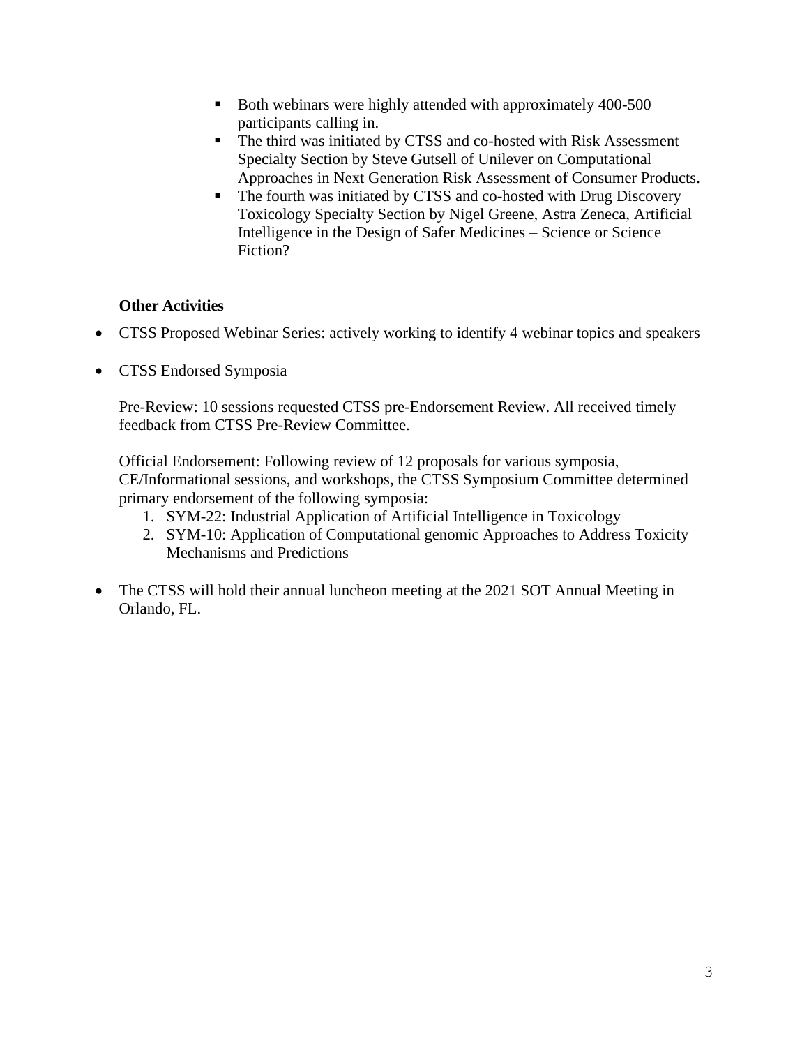- Both webinars were highly attended with approximately 400-500 participants calling in.
- The third was initiated by CTSS and co-hosted with Risk Assessment Specialty Section by Steve Gutsell of Unilever on Computational Approaches in Next Generation Risk Assessment of Consumer Products.
- The fourth was initiated by CTSS and co-hosted with Drug Discovery Toxicology Specialty Section by Nigel Greene, Astra Zeneca, Artificial Intelligence in the Design of Safer Medicines – Science or Science Fiction?

**Other Activities**

- CTSS Proposed Webinar Series: actively working to identify 4 webinar topics and speakers

- CTSS Endorsed Symposia

  Pre-Review: 10 sessions requested CTSS pre-Endorsement Review. All received timely feedback from CTSS Pre-Review Committee.

  Official Endorsement: Following review of 12 proposals for various symposia, CE/Informational sessions, and workshops, the CTSS Symposium Committee determined primary endorsement of the following symposia:

  1. SYM-22: Industrial Application of Artificial Intelligence in Toxicology
  2. SYM-10: Application of Computational genomic Approaches to Address Toxicity Mechanisms and Predictions

- The CTSS will hold their annual luncheon meeting at the 2021 SOT Annual Meeting in Orlando, FL.